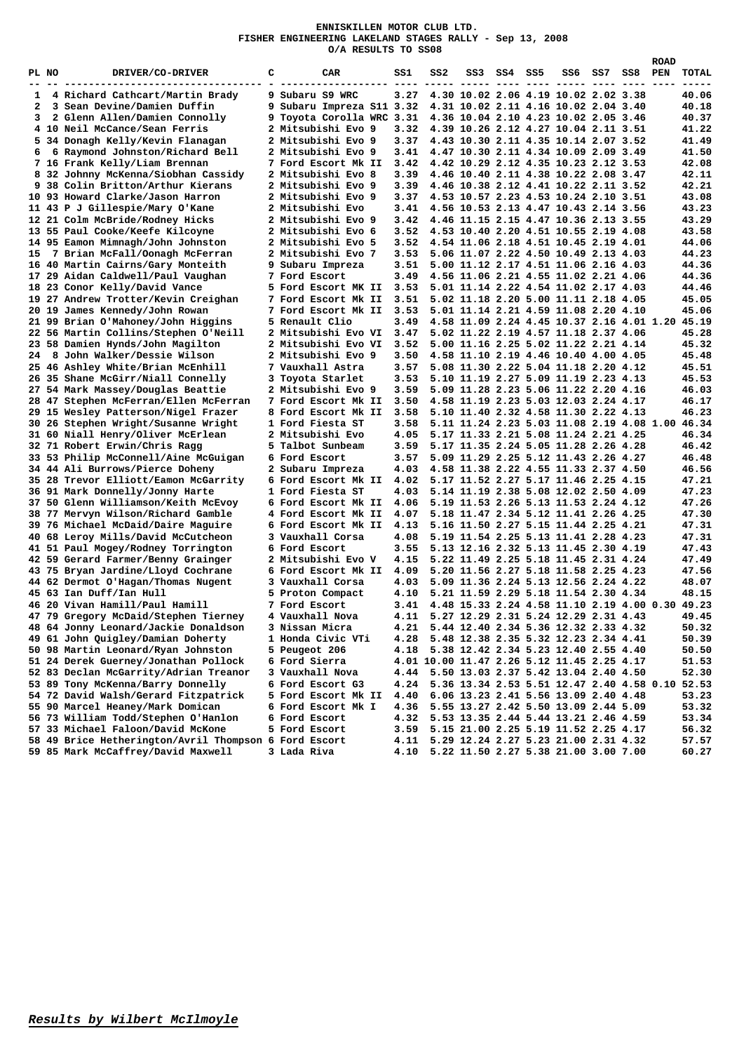# ENNISKILLEN MOTOR CLUB LTD.

## FISHER ENGINEERING LAKELAND STAGES RALLY - Sep 13, 2008

### O/A RESULTS TO SS08

| PL | NO | DRIVER/CO-DRIVER | C | CAR | SS1 | SS2 | SS3 | SS4 | SS5 | SS6 | SS7 | SS8 | ROAD PEN | TOTAL |
|---|---|---|---|---|---|---|---|---|---|---|---|---|---|---|
| 1 | 4 | Richard Cathcart/Martin Brady | 9 | Subaru S9 WRC | 3.27 | 4.30 | 10.02 | 2.06 | 4.19 | 10.02 | 2.02 | 3.38 | | 40.06 |
| 2 | 3 | Sean Devine/Damien Duffin | 9 | Subaru Impreza S11 | 3.32 | 4.31 | 10.02 | 2.11 | 4.16 | 10.02 | 2.04 | 3.40 | | 40.18 |
| 3 | 2 | Glenn Allen/Damien Connolly | 9 | Toyota Corolla WRC | 3.31 | 4.36 | 10.04 | 2.10 | 4.23 | 10.02 | 2.05 | 3.46 | | 40.37 |
| 4 | 10 | Neil McCance/Sean Ferris | 2 | Mitsubishi Evo 9 | 3.32 | 4.39 | 10.26 | 2.12 | 4.27 | 10.04 | 2.11 | 3.51 | | 41.22 |
| 5 | 34 | Donagh Kelly/Kevin Flanagan | 2 | Mitsubishi Evo 9 | 3.37 | 4.43 | 10.30 | 2.11 | 4.35 | 10.14 | 2.07 | 3.52 | | 41.49 |
| 6 | 6 | Raymond Johnston/Richard Bell | 2 | Mitsubishi Evo 9 | 3.41 | 4.47 | 10.30 | 2.11 | 4.34 | 10.09 | 2.09 | 3.49 | | 41.50 |
| 7 | 16 | Frank Kelly/Liam Brennan | 7 | Ford Escort Mk II | 3.42 | 4.42 | 10.29 | 2.12 | 4.35 | 10.23 | 2.12 | 3.53 | | 42.08 |
| 8 | 32 | Johnny McKenna/Siobhan Cassidy | 2 | Mitsubishi Evo 8 | 3.39 | 4.46 | 10.40 | 2.11 | 4.38 | 10.22 | 2.08 | 3.47 | | 42.11 |
| 9 | 38 | Colin Britton/Arthur Kierans | 2 | Mitsubishi Evo 9 | 3.39 | 4.46 | 10.38 | 2.12 | 4.41 | 10.22 | 2.11 | 3.52 | | 42.21 |
| 10 | 93 | Howard Clarke/Jason Harron | 2 | Mitsubishi Evo 9 | 3.37 | 4.53 | 10.57 | 2.23 | 4.53 | 10.24 | 2.10 | 3.51 | | 43.08 |
| 11 | 43 | P J Gillespie/Mary O'Kane | 2 | Mitsubishi Evo | 3.41 | 4.56 | 10.53 | 2.13 | 4.47 | 10.43 | 2.14 | 3.56 | | 43.23 |
| 12 | 21 | Colm McBride/Rodney Hicks | 2 | Mitsubishi Evo 9 | 3.42 | 4.46 | 11.15 | 2.15 | 4.47 | 10.36 | 2.13 | 3.55 | | 43.29 |
| 13 | 55 | Paul Cooke/Keefe Kilcoyne | 2 | Mitsubishi Evo 6 | 3.52 | 4.53 | 10.40 | 2.20 | 4.51 | 10.55 | 2.19 | 4.08 | | 43.58 |
| 14 | 95 | Eamon Mimnagh/John Johnston | 2 | Mitsubishi Evo 5 | 3.52 | 4.54 | 11.06 | 2.18 | 4.51 | 10.45 | 2.19 | 4.01 | | 44.06 |
| 15 | 7 | Brian McFall/Oonagh McFerran | 2 | Mitsubishi Evo 7 | 3.53 | 5.06 | 11.07 | 2.22 | 4.50 | 10.49 | 2.13 | 4.03 | | 44.23 |
| 16 | 40 | Martin Cairns/Gary Monteith | 9 | Subaru Impreza | 3.51 | 5.00 | 11.12 | 2.17 | 4.51 | 11.06 | 2.16 | 4.03 | | 44.36 |
| 17 | 29 | Aidan Caldwell/Paul Vaughan | 7 | Ford Escort | 3.49 | 4.56 | 11.06 | 2.21 | 4.55 | 11.02 | 2.21 | 4.06 | | 44.36 |
| 18 | 23 | Conor Kelly/David Vance | 5 | Ford Escort MK II | 3.53 | 5.01 | 11.14 | 2.22 | 4.54 | 11.02 | 2.17 | 4.03 | | 44.46 |
| 19 | 27 | Andrew Trotter/Kevin Creighan | 7 | Ford Escort Mk II | 3.51 | 5.02 | 11.18 | 2.20 | 5.00 | 11.11 | 2.18 | 4.05 | | 45.05 |
| 20 | 19 | James Kennedy/John Rowan | 7 | Ford Escort Mk II | 3.53 | 5.01 | 11.14 | 2.21 | 4.59 | 11.08 | 2.20 | 4.10 | | 45.06 |
| 21 | 99 | Brian O'Mahoney/John Higgins | 5 | Renault Clio | 3.49 | 4.58 | 11.09 | 2.24 | 4.45 | 10.37 | 2.16 | 4.01 | 1.20 | 45.19 |
| 22 | 56 | Martin Collins/Stephen O'Neill | 2 | Mitsubishi Evo VI | 3.47 | 5.02 | 11.22 | 2.19 | 4.57 | 11.18 | 2.37 | 4.06 | | 45.28 |
| 23 | 58 | Damien Hynds/John Magilton | 2 | Mitsubishi Evo VI | 3.52 | 5.00 | 11.16 | 2.25 | 5.02 | 11.22 | 2.21 | 4.14 | | 45.32 |
| 24 | 8 | John Walker/Dessie Wilson | 2 | Mitsubishi Evo 9 | 3.50 | 4.58 | 11.10 | 2.19 | 4.46 | 10.40 | 4.00 | 4.05 | | 45.48 |
| 25 | 46 | Ashley White/Brian McEnhill | 7 | Vauxhall Astra | 3.57 | 5.08 | 11.30 | 2.22 | 5.04 | 11.18 | 2.20 | 4.12 | | 45.51 |
| 26 | 35 | Shane McGirr/Niall Connelly | 3 | Toyota Starlet | 3.53 | 5.10 | 11.19 | 2.27 | 5.09 | 11.19 | 2.23 | 4.13 | | 45.53 |
| 27 | 54 | Mark Massey/Douglas Beattie | 2 | Mitsubishi Evo 9 | 3.59 | 5.09 | 11.28 | 2.23 | 5.06 | 11.22 | 2.20 | 4.16 | | 46.03 |
| 28 | 47 | Stephen McFerran/Ellen McFerran | 7 | Ford Escort Mk II | 3.50 | 4.58 | 11.19 | 2.23 | 5.03 | 12.03 | 2.24 | 4.17 | | 46.17 |
| 29 | 15 | Wesley Patterson/Nigel Frazer | 8 | Ford Escort Mk II | 3.58 | 5.10 | 11.40 | 2.32 | 4.58 | 11.30 | 2.22 | 4.13 | | 46.23 |
| 30 | 26 | Stephen Wright/Susanne Wright | 1 | Ford Fiesta ST | 3.58 | 5.11 | 11.24 | 2.23 | 5.03 | 11.08 | 2.19 | 4.08 | 1.00 | 46.34 |
| 31 | 60 | Niall Henry/Oliver McErlean | 2 | Mitsubishi Evo | 4.05 | 5.17 | 11.33 | 2.21 | 5.08 | 11.24 | 2.21 | 4.25 | | 46.34 |
| 32 | 71 | Robert Erwin/Chris Ragg | 5 | Talbot Sunbeam | 3.59 | 5.17 | 11.35 | 2.24 | 5.05 | 11.28 | 2.26 | 4.28 | | 46.42 |
| 33 | 53 | Philip McConnell/Aine McGuigan | 6 | Ford Escort | 3.57 | 5.09 | 11.29 | 2.25 | 5.12 | 11.43 | 2.26 | 4.27 | | 46.48 |
| 34 | 44 | Ali Burrows/Pierce Doheny | 2 | Subaru Impreza | 4.03 | 4.58 | 11.38 | 2.22 | 4.55 | 11.33 | 2.37 | 4.50 | | 46.56 |
| 35 | 28 | Trevor Elliott/Eamon McGarrity | 6 | Ford Escort Mk II | 4.02 | 5.17 | 11.52 | 2.27 | 5.17 | 11.46 | 2.25 | 4.15 | | 47.21 |
| 36 | 91 | Mark Donnelly/Jonny Harte | 1 | Ford Fiesta ST | 4.03 | 5.14 | 11.19 | 2.38 | 5.08 | 12.02 | 2.50 | 4.09 | | 47.23 |
| 37 | 50 | Glenn Williamson/Keith McEvoy | 6 | Ford Escort Mk II | 4.06 | 5.19 | 11.53 | 2.26 | 5.13 | 11.53 | 2.24 | 4.12 | | 47.26 |
| 38 | 77 | Mervyn Wilson/Richard Gamble | 4 | Ford Escort Mk II | 4.07 | 5.18 | 11.47 | 2.34 | 5.12 | 11.41 | 2.26 | 4.25 | | 47.30 |
| 39 | 76 | Michael McDaid/Daire Maguire | 6 | Ford Escort Mk II | 4.13 | 5.16 | 11.50 | 2.27 | 5.15 | 11.44 | 2.25 | 4.21 | | 47.31 |
| 40 | 68 | Leroy Mills/David McCutcheon | 3 | Vauxhall Corsa | 4.08 | 5.19 | 11.54 | 2.25 | 5.13 | 11.41 | 2.28 | 4.23 | | 47.31 |
| 41 | 51 | Paul Mogey/Rodney Torrington | 6 | Ford Escort | 3.55 | 5.13 | 12.16 | 2.32 | 5.13 | 11.45 | 2.30 | 4.19 | | 47.43 |
| 42 | 59 | Gerard Farmer/Benny Grainger | 2 | Mitsubishi Evo V | 4.15 | 5.22 | 11.49 | 2.25 | 5.18 | 11.45 | 2.31 | 4.24 | | 47.49 |
| 43 | 75 | Bryan Jardine/Lloyd Cochrane | 6 | Ford Escort Mk II | 4.09 | 5.20 | 11.56 | 2.27 | 5.18 | 11.58 | 2.25 | 4.23 | | 47.56 |
| 44 | 62 | Dermot O'Hagan/Thomas Nugent | 3 | Vauxhall Corsa | 4.03 | 5.09 | 11.36 | 2.24 | 5.13 | 12.56 | 2.24 | 4.22 | | 48.07 |
| 45 | 63 | Ian Duff/Ian Hull | 5 | Proton Compact | 4.10 | 5.21 | 11.59 | 2.29 | 5.18 | 11.54 | 2.30 | 4.34 | | 48.15 |
| 46 | 20 | Vivan Hamill/Paul Hamill | 7 | Ford Escort | 3.41 | 4.48 | 15.33 | 2.24 | 4.58 | 11.10 | 2.19 | 4.00 | 0.30 | 49.23 |
| 47 | 79 | Gregory McDaid/Stephen Tierney | 4 | Vauxhall Nova | 4.11 | 5.27 | 12.29 | 2.31 | 5.24 | 12.29 | 2.31 | 4.43 | | 49.45 |
| 48 | 64 | Jonny Leonard/Jackie Donaldson | 3 | Nissan Micra | 4.21 | 5.44 | 12.40 | 2.34 | 5.36 | 12.32 | 2.33 | 4.32 | | 50.32 |
| 49 | 61 | John Quigley/Damian Doherty | 1 | Honda Civic VTi | 4.28 | 5.48 | 12.38 | 2.35 | 5.32 | 12.23 | 2.34 | 4.41 | | 50.39 |
| 50 | 98 | Martin Leonard/Ryan Johnston | 5 | Peugeot 206 | 4.18 | 5.38 | 12.42 | 2.34 | 5.23 | 12.40 | 2.55 | 4.40 | | 50.50 |
| 51 | 24 | Derek Guerney/Jonathan Pollock | 6 | Ford Sierra | 4.01 | 10.00 | 11.47 | 2.26 | 5.12 | 11.45 | 2.25 | 4.17 | | 51.53 |
| 52 | 83 | Declan McGarrity/Adrian Treanor | 3 | Vauxhall Nova | 4.44 | 5.50 | 13.03 | 2.37 | 5.42 | 13.04 | 2.40 | 4.50 | | 52.30 |
| 53 | 89 | Tony McKenna/Barry Donnelly | 6 | Ford Escort G3 | 4.24 | 5.36 | 13.34 | 2.53 | 5.51 | 12.47 | 2.40 | 4.58 | 0.10 | 52.53 |
| 54 | 72 | David Walsh/Gerard Fitzpatrick | 5 | Ford Escort Mk II | 4.40 | 6.06 | 13.23 | 2.41 | 5.56 | 13.09 | 2.40 | 4.48 | | 53.23 |
| 55 | 90 | Marcel Heaney/Mark Domican | 6 | Ford Escort Mk I | 4.36 | 5.55 | 13.27 | 2.42 | 5.50 | 13.09 | 2.44 | 5.09 | | 53.32 |
| 56 | 73 | William Todd/Stephen O'Hanlon | 6 | Ford Escort | 4.32 | 5.53 | 13.35 | 2.44 | 5.44 | 13.21 | 2.46 | 4.59 | | 53.34 |
| 57 | 33 | Michael Faloon/David McKone | 5 | Ford Escort | 3.59 | 5.15 | 21.00 | 2.25 | 5.19 | 11.52 | 2.25 | 4.17 | | 56.32 |
| 58 | 49 | Brice Hetherington/Avril Thompson | 6 | Ford Escort | 4.11 | 5.29 | 12.24 | 2.27 | 5.23 | 21.00 | 2.31 | 4.32 | | 57.57 |
| 59 | 85 | Mark McCaffrey/David Maxwell | 3 | Lada Riva | 4.10 | 5.22 | 11.50 | 2.27 | 5.38 | 21.00 | 3.00 | 7.00 | | 60.27 |

***Results by Wilbert McIlmoyle***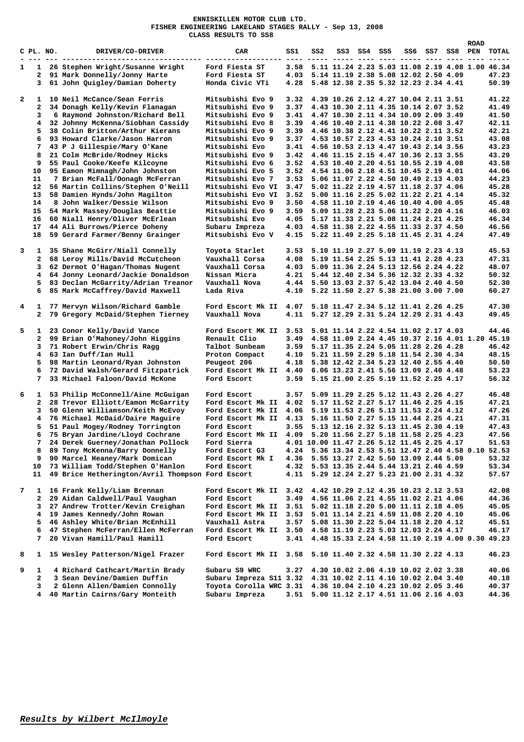# ENNISKILLEN MOTOR CLUB LTD.

## FISHER ENGINEERING LAKELAND STAGES RALLY - Sep 13, 2008

### CLASS RESULTS TO SS8

| C | PL. | NO. | DRIVER/CO-DRIVER | CAR | SS1 | SS2 | SS3 | SS4 | SS5 | SS6 | SS7 | SS8 | ROAD PEN | TOTAL |
|---|---|---|---|---|---|---|---|---|---|---|---|---|---|---|
| 1 | 1 | 26 | Stephen Wright/Susanne Wright | Ford Fiesta ST | 3.58 | 5.11 | 11.24 | 2.23 | 5.03 | 11.08 | 2.19 | 4.08 | 1.00 | 46.34 |
| | 2 | 91 | Mark Donnelly/Jonny Harte | Ford Fiesta ST | 4.03 | 5.14 | 11.19 | 2.38 | 5.08 | 12.02 | 2.50 | 4.09 | | 47.23 |
| | 3 | 61 | John Quigley/Damian Doherty | Honda Civic VTi | 4.28 | 5.48 | 12.38 | 2.35 | 5.32 | 12.23 | 2.34 | 4.41 | | 50.39 |
| 2 | 1 | 10 | Neil McCance/Sean Ferris | Mitsubishi Evo 9 | 3.32 | 4.39 | 10.26 | 2.12 | 4.27 | 10.04 | 2.11 | 3.51 | | 41.22 |
| | 2 | 34 | Donagh Kelly/Kevin Flanagan | Mitsubishi Evo 9 | 3.37 | 4.43 | 10.30 | 2.11 | 4.35 | 10.14 | 2.07 | 3.52 | | 41.49 |
| | 3 | 6 | Raymond Johnston/Richard Bell | Mitsubishi Evo 9 | 3.41 | 4.47 | 10.30 | 2.11 | 4.34 | 10.09 | 2.09 | 3.49 | | 41.50 |
| | 4 | 32 | Johnny McKenna/Siobhan Cassidy | Mitsubishi Evo 8 | 3.39 | 4.46 | 10.40 | 2.11 | 4.38 | 10.22 | 2.08 | 3.47 | | 42.11 |
| | 5 | 38 | Colin Britton/Arthur Kierans | Mitsubishi Evo 9 | 3.39 | 4.46 | 10.38 | 2.12 | 4.41 | 10.22 | 2.11 | 3.52 | | 42.21 |
| | 6 | 93 | Howard Clarke/Jason Harron | Mitsubishi Evo 9 | 3.37 | 4.53 | 10.57 | 2.23 | 4.53 | 10.24 | 2.10 | 3.51 | | 43.08 |
| | 7 | 43 | P J Gillespie/Mary O'Kane | Mitsubishi Evo | 3.41 | 4.56 | 10.53 | 2.13 | 4.47 | 10.43 | 2.14 | 3.56 | | 43.23 |
| | 8 | 21 | Colm McBride/Rodney Hicks | Mitsubishi Evo 9 | 3.42 | 4.46 | 11.15 | 2.15 | 4.47 | 10.36 | 2.13 | 3.55 | | 43.29 |
| | 9 | 55 | Paul Cooke/Keefe Kilcoyne | Mitsubishi Evo 6 | 3.52 | 4.53 | 10.40 | 2.20 | 4.51 | 10.55 | 2.19 | 4.08 | | 43.58 |
| | 10 | 95 | Eamon Mimnagh/John Johnston | Mitsubishi Evo 5 | 3.52 | 4.54 | 11.06 | 2.18 | 4.51 | 10.45 | 2.19 | 4.01 | | 44.06 |
| | 11 | 7 | Brian McFall/Oonagh McFerran | Mitsubishi Evo 7 | 3.53 | 5.06 | 11.07 | 2.22 | 4.50 | 10.49 | 2.13 | 4.03 | | 44.23 |
| | 12 | 56 | Martin Collins/Stephen O'Neill | Mitsubishi Evo VI | 3.47 | 5.02 | 11.22 | 2.19 | 4.57 | 11.18 | 2.37 | 4.06 | | 45.28 |
| | 13 | 58 | Damien Hynds/John Magilton | Mitsubishi Evo VI | 3.52 | 5.00 | 11.16 | 2.25 | 5.02 | 11.22 | 2.21 | 4.14 | | 45.32 |
| | 14 | 8 | John Walker/Dessie Wilson | Mitsubishi Evo 9 | 3.50 | 4.58 | 11.10 | 2.19 | 4.46 | 10.40 | 4.00 | 4.05 | | 45.48 |
| | 15 | 54 | Mark Massey/Douglas Beattie | Mitsubishi Evo 9 | 3.59 | 5.09 | 11.28 | 2.23 | 5.06 | 11.22 | 2.20 | 4.16 | | 46.03 |
| | 16 | 60 | Niall Henry/Oliver McErlean | Mitsubishi Evo | 4.05 | 5.17 | 11.33 | 2.21 | 5.08 | 11.24 | 2.21 | 4.25 | | 46.34 |
| | 17 | 44 | Ali Burrows/Pierce Doheny | Subaru Impreza | 4.03 | 4.58 | 11.38 | 2.22 | 4.55 | 11.33 | 2.37 | 4.50 | | 46.56 |
| | 18 | 59 | Gerard Farmer/Benny Grainger | Mitsubishi Evo V | 4.15 | 5.22 | 11.49 | 2.25 | 5.18 | 11.45 | 2.31 | 4.24 | | 47.49 |
| 3 | 1 | 35 | Shane McGirr/Niall Connelly | Toyota Starlet | 3.53 | 5.10 | 11.19 | 2.27 | 5.09 | 11.19 | 2.23 | 4.13 | | 45.53 |
| | 2 | 68 | Leroy Mills/David McCutcheon | Vauxhall Corsa | 4.08 | 5.19 | 11.54 | 2.25 | 5.13 | 11.41 | 2.28 | 4.23 | | 47.31 |
| | 3 | 62 | Dermot O'Hagan/Thomas Nugent | Vauxhall Corsa | 4.03 | 5.09 | 11.36 | 2.24 | 5.13 | 12.56 | 2.24 | 4.22 | | 48.07 |
| | 4 | 64 | Jonny Leonard/Jackie Donaldson | Nissan Micra | 4.21 | 5.44 | 12.40 | 2.34 | 5.36 | 12.32 | 2.33 | 4.32 | | 50.32 |
| | 5 | 83 | Declan McGarrity/Adrian Treanor | Vauxhall Nova | 4.44 | 5.50 | 13.03 | 2.37 | 5.42 | 13.04 | 2.40 | 4.50 | | 52.30 |
| | 6 | 85 | Mark McCaffrey/David Maxwell | Lada Riva | 4.10 | 5.22 | 11.50 | 2.27 | 5.38 | 21.00 | 3.00 | 7.00 | | 60.27 |
| 4 | 1 | 77 | Mervyn Wilson/Richard Gamble | Ford Escort Mk II | 4.07 | 5.18 | 11.47 | 2.34 | 5.12 | 11.41 | 2.26 | 4.25 | | 47.30 |
| | 2 | 79 | Gregory McDaid/Stephen Tierney | Vauxhall Nova | 4.11 | 5.27 | 12.29 | 2.31 | 5.24 | 12.29 | 2.31 | 4.43 | | 49.45 |
| 5 | 1 | 23 | Conor Kelly/David Vance | Ford Escort MK II | 3.53 | 5.01 | 11.14 | 2.22 | 4.54 | 11.02 | 2.17 | 4.03 | | 44.46 |
| | 2 | 99 | Brian O'Mahoney/John Higgins | Renault Clio | 3.49 | 4.58 | 11.09 | 2.24 | 4.45 | 10.37 | 2.16 | 4.01 | 1.20 | 45.19 |
| | 3 | 71 | Robert Erwin/Chris Ragg | Talbot Sunbeam | 3.59 | 5.17 | 11.35 | 2.24 | 5.05 | 11.28 | 2.26 | 4.28 | | 46.42 |
| | 4 | 63 | Ian Duff/Ian Hull | Proton Compact | 4.10 | 5.21 | 11.59 | 2.29 | 5.18 | 11.54 | 2.30 | 4.34 | | 48.15 |
| | 5 | 98 | Martin Leonard/Ryan Johnston | Peugeot 206 | 4.18 | 5.38 | 12.42 | 2.34 | 5.23 | 12.40 | 2.55 | 4.40 | | 50.50 |
| | 6 | 72 | David Walsh/Gerard Fitzpatrick | Ford Escort Mk II | 4.40 | 6.06 | 13.23 | 2.41 | 5.56 | 13.09 | 2.40 | 4.48 | | 53.23 |
| | 7 | 33 | Michael Faloon/David McKone | Ford Escort | 3.59 | 5.15 | 21.00 | 2.25 | 5.19 | 11.52 | 2.25 | 4.17 | | 56.32 |
| 6 | 1 | 53 | Philip McConnell/Aine McGuigan | Ford Escort | 3.57 | 5.09 | 11.29 | 2.25 | 5.12 | 11.43 | 2.26 | 4.27 | | 46.48 |
| | 2 | 28 | Trevor Elliott/Eamon McGarrity | Ford Escort Mk II | 4.02 | 5.17 | 11.52 | 2.27 | 5.17 | 11.46 | 2.25 | 4.15 | | 47.21 |
| | 3 | 50 | Glenn Williamson/Keith McEvoy | Ford Escort Mk II | 4.06 | 5.19 | 11.53 | 2.26 | 5.13 | 11.53 | 2.24 | 4.12 | | 47.26 |
| | 4 | 76 | Michael McDaid/Daire Maguire | Ford Escort Mk II | 4.13 | 5.16 | 11.50 | 2.27 | 5.15 | 11.44 | 2.25 | 4.21 | | 47.31 |
| | 5 | 51 | Paul Mogey/Rodney Torrington | Ford Escort | 3.55 | 5.13 | 12.16 | 2.32 | 5.13 | 11.45 | 2.30 | 4.19 | | 47.43 |
| | 6 | 75 | Bryan Jardine/Lloyd Cochrane | Ford Escort Mk II | 4.09 | 5.20 | 11.56 | 2.27 | 5.18 | 11.58 | 2.25 | 4.23 | | 47.56 |
| | 7 | 24 | Derek Guerney/Jonathan Pollock | Ford Sierra | 4.01 | 10.00 | 11.47 | 2.26 | 5.12 | 11.45 | 2.25 | 4.17 | | 51.53 |
| | 8 | 89 | Tony McKenna/Barry Donnelly | Ford Escort G3 | 4.24 | 5.36 | 13.34 | 2.53 | 5.51 | 12.47 | 2.40 | 4.58 | 0.10 | 52.53 |
| | 9 | 90 | Marcel Heaney/Mark Domican | Ford Escort Mk I | 4.36 | 5.55 | 13.27 | 2.42 | 5.50 | 13.09 | 2.44 | 5.09 | | 53.32 |
| | 10 | 73 | William Todd/Stephen O'Hanlon | Ford Escort | 4.32 | 5.53 | 13.35 | 2.44 | 5.44 | 13.21 | 2.46 | 4.59 | | 53.34 |
| | 11 | 49 | Brice Hetherington/Avril Thompson | Ford Escort | 4.11 | 5.29 | 12.24 | 2.27 | 5.23 | 21.00 | 2.31 | 4.32 | | 57.57 |
| 7 | 1 | 16 | Frank Kelly/Liam Brennan | Ford Escort Mk II | 3.42 | 4.42 | 10.29 | 2.12 | 4.35 | 10.23 | 2.12 | 3.53 | | 42.08 |
| | 2 | 29 | Aidan Caldwell/Paul Vaughan | Ford Escort | 3.49 | 4.56 | 11.06 | 2.21 | 4.55 | 11.02 | 2.21 | 4.06 | | 44.36 |
| | 3 | 27 | Andrew Trotter/Kevin Creighan | Ford Escort Mk II | 3.51 | 5.02 | 11.18 | 2.20 | 5.00 | 11.11 | 2.18 | 4.05 | | 45.05 |
| | 4 | 19 | James Kennedy/John Rowan | Ford Escort Mk II | 3.53 | 5.01 | 11.14 | 2.21 | 4.59 | 11.08 | 2.20 | 4.10 | | 45.06 |
| | 5 | 46 | Ashley White/Brian McEnhill | Vauxhall Astra | 3.57 | 5.08 | 11.30 | 2.22 | 5.04 | 11.18 | 2.20 | 4.12 | | 45.51 |
| | 6 | 47 | Stephen McFerran/Ellen McFerran | Ford Escort Mk II | 3.50 | 4.58 | 11.19 | 2.23 | 5.03 | 12.03 | 2.24 | 4.17 | | 46.17 |
| | 7 | 20 | Vivan Hamill/Paul Hamill | Ford Escort | 3.41 | 4.48 | 15.33 | 2.24 | 4.58 | 11.10 | 2.19 | 4.00 | 0.30 | 49.23 |
| 8 | 1 | 15 | Wesley Patterson/Nigel Frazer | Ford Escort Mk II | 3.58 | 5.10 | 11.40 | 2.32 | 4.58 | 11.30 | 2.22 | 4.13 | | 46.23 |
| 9 | 1 | 4 | Richard Cathcart/Martin Brady | Subaru S9 WRC | 3.27 | 4.30 | 10.02 | 2.06 | 4.19 | 10.02 | 2.02 | 3.38 | | 40.06 |
| | 2 | 3 | Sean Devine/Damien Duffin | Subaru Impreza S11 | 3.32 | 4.31 | 10.02 | 2.11 | 4.16 | 10.02 | 2.04 | 3.40 | | 40.18 |
| | 3 | 2 | Glenn Allen/Damien Connolly | Toyota Corolla WRC | 3.31 | 4.36 | 10.04 | 2.10 | 4.23 | 10.02 | 2.05 | 3.46 | | 40.37 |
| | 4 | 40 | Martin Cairns/Gary Monteith | Subaru Impreza | 3.51 | 5.00 | 11.12 | 2.17 | 4.51 | 11.06 | 2.16 | 4.03 | | 44.36 |

***Results by Wilbert McIlmoyle***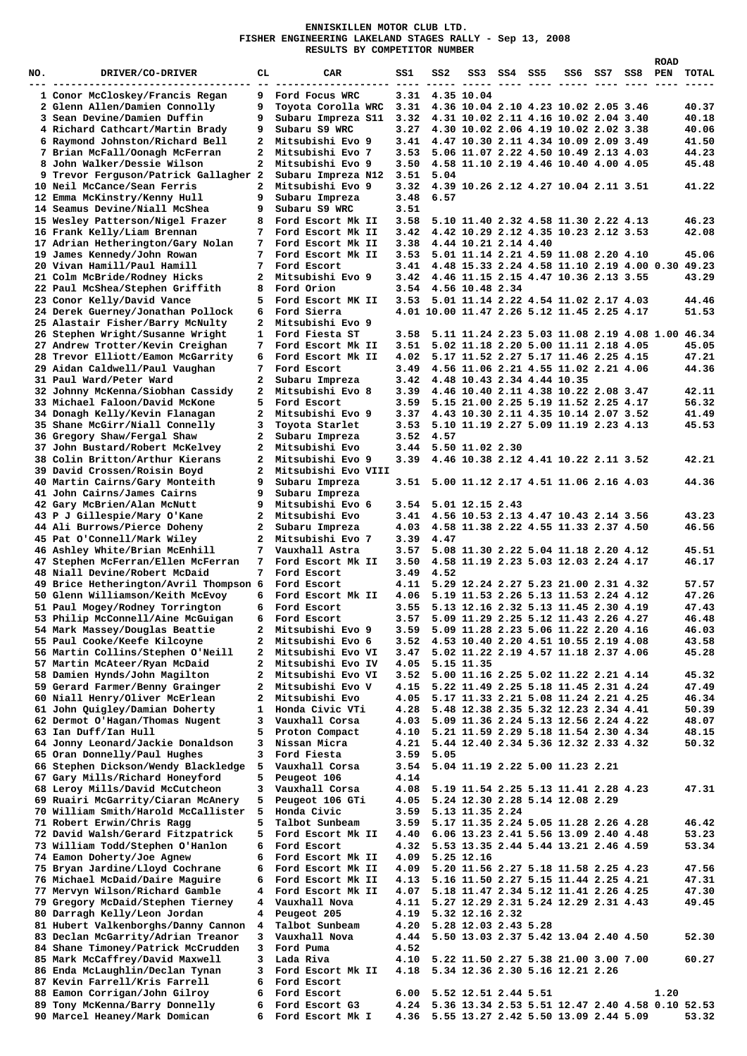# ENNISKILLEN MOTOR CLUB LTD.
## FISHER ENGINEERING LAKELAND STAGES RALLY - Sep 13, 2008
### RESULTS BY COMPETITOR NUMBER

| NO. | DRIVER/CO-DRIVER | CL | CAR | SS1 | SS2 | SS3 | SS4 | SS5 | SS6 | SS7 | SS8 | ROAD PEN | TOTAL |
|---|---|---|---|---|---|---|---|---|---|---|---|---|---|
| 1 | Conor McCloskey/Francis Regan | 9 | Ford Focus WRC | 3.31 | 4.35 | 10.04 | | | | | | | |
| 2 | Glenn Allen/Damien Connolly | 9 | Toyota Corolla WRC | 3.31 | 4.36 | 10.04 | 2.10 | 4.23 | 10.02 | 2.05 | 3.46 | | 40.37 |
| 3 | Sean Devine/Damien Duffin | 9 | Subaru Impreza S11 | 3.32 | 4.31 | 10.02 | 2.11 | 4.16 | 10.02 | 2.04 | 3.40 | | 40.18 |
| 4 | Richard Cathcart/Martin Brady | 9 | Subaru S9 WRC | 3.27 | 4.30 | 10.02 | 2.06 | 4.19 | 10.02 | 2.02 | 3.38 | | 40.06 |
| 6 | Raymond Johnston/Richard Bell | 2 | Mitsubishi Evo 9 | 3.41 | 4.47 | 10.30 | 2.11 | 4.34 | 10.09 | 2.09 | 3.49 | | 41.50 |
| 7 | Brian McFall/Oonagh McFerran | 2 | Mitsubishi Evo 7 | 3.53 | 5.06 | 11.07 | 2.22 | 4.50 | 10.49 | 2.13 | 4.03 | | 44.23 |
| 8 | John Walker/Dessie Wilson | 2 | Mitsubishi Evo 9 | 3.50 | 4.58 | 11.10 | 2.19 | 4.46 | 10.40 | 4.00 | 4.05 | | 45.48 |
| 9 | Trevor Ferguson/Patrick Gallagher | 2 | Subaru Impreza N12 | 3.51 | 5.04 | | | | | | | | |
| 10 | Neil McCance/Sean Ferris | 2 | Mitsubishi Evo 9 | 3.32 | 4.39 | 10.26 | 2.12 | 4.27 | 10.04 | 2.11 | 3.51 | | 41.22 |
| 12 | Emma McKinstry/Kenny Hull | 9 | Subaru Impreza | 3.48 | 6.57 | | | | | | | | |
| 14 | Seamus Devine/Niall McShea | 9 | Subaru S9 WRC | 3.51 | | | | | | | | | |
| 15 | Wesley Patterson/Nigel Frazer | 8 | Ford Escort Mk II | 3.58 | 5.10 | 11.40 | 2.32 | 4.58 | 11.30 | 2.22 | 4.13 | | 46.23 |
| 16 | Frank Kelly/Liam Brennan | 7 | Ford Escort Mk II | 3.42 | 4.42 | 10.29 | 2.12 | 4.35 | 10.23 | 2.12 | 3.53 | | 42.08 |
| 17 | Adrian Hetherington/Gary Nolan | 7 | Ford Escort Mk II | 3.38 | 4.44 | 10.21 | 2.14 | 4.40 | | | | | |
| 19 | James Kennedy/John Rowan | 7 | Ford Escort Mk II | 3.53 | 5.01 | 11.14 | 2.21 | 4.59 | 11.08 | 2.20 | 4.10 | | 45.06 |
| 20 | Vivan Hamill/Paul Hamill | 7 | Ford Escort | 3.41 | 4.48 | 15.33 | 2.24 | 4.58 | 11.10 | 2.19 | 4.00 | 0.30 | 49.23 |
| 21 | Colm McBride/Rodney Hicks | 2 | Mitsubishi Evo 9 | 3.42 | 4.46 | 11.15 | 2.15 | 4.47 | 10.36 | 2.13 | 3.55 | | 43.29 |
| 22 | Paul McShea/Stephen Griffith | 8 | Ford Orion | 3.54 | 4.56 | 10.48 | 2.34 | | | | | | |
| 23 | Conor Kelly/David Vance | 5 | Ford Escort MK II | 3.53 | 5.01 | 11.14 | 2.22 | 4.54 | 11.02 | 2.17 | 4.03 | | 44.46 |
| 24 | Derek Guerney/Jonathan Pollock | 6 | Ford Sierra | 4.01 | 10.00 | 11.47 | 2.26 | 5.12 | 11.45 | 2.25 | 4.17 | | 51.53 |
| 25 | Alastair Fisher/Barry McNulty | 2 | Mitsubishi Evo 9 | | | | | | | | | | |
| 26 | Stephen Wright/Susanne Wright | 1 | Ford Fiesta ST | 3.58 | 5.11 | 11.24 | 2.23 | 5.03 | 11.08 | 2.19 | 4.08 | 1.00 | 46.34 |
| 27 | Andrew Trotter/Kevin Creighan | 7 | Ford Escort Mk II | 3.51 | 5.02 | 11.18 | 2.20 | 5.00 | 11.11 | 2.18 | 4.05 | | 45.05 |
| 28 | Trevor Elliott/Eamon McGarrity | 6 | Ford Escort Mk II | 4.02 | 5.17 | 11.52 | 2.27 | 5.17 | 11.46 | 2.25 | 4.15 | | 47.21 |
| 29 | Aidan Caldwell/Paul Vaughan | 7 | Ford Escort | 3.49 | 4.56 | 11.06 | 2.21 | 4.55 | 11.02 | 2.21 | 4.06 | | 44.36 |
| 31 | Paul Ward/Peter Ward | 2 | Subaru Impreza | 3.42 | 4.48 | 10.43 | 2.34 | 4.44 | 10.35 | | | | |
| 32 | Johnny McKenna/Siobhan Cassidy | 2 | Mitsubishi Evo 8 | 3.39 | 4.46 | 10.40 | 2.11 | 4.38 | 10.22 | 2.08 | 3.47 | | 42.11 |
| 33 | Michael Faloon/David McKone | 5 | Ford Escort | 3.59 | 5.15 | 21.00 | 2.25 | 5.19 | 11.52 | 2.25 | 4.17 | | 56.32 |
| 34 | Donagh Kelly/Kevin Flanagan | 2 | Mitsubishi Evo 9 | 3.37 | 4.43 | 10.30 | 2.11 | 4.35 | 10.14 | 2.07 | 3.52 | | 41.49 |
| 35 | Shane McGirr/Niall Connelly | 3 | Toyota Starlet | 3.53 | 5.10 | 11.19 | 2.27 | 5.09 | 11.19 | 2.23 | 4.13 | | 45.53 |
| 36 | Gregory Shaw/Fergal Shaw | 2 | Subaru Impreza | 3.52 | 4.57 | | | | | | | | |
| 37 | John Bustard/Robert McKelvey | 2 | Mitsubishi Evo | 3.44 | 5.50 | 11.02 | 2.30 | | | | | | |
| 38 | Colin Britton/Arthur Kierans | 2 | Mitsubishi Evo 9 | 3.39 | 4.46 | 10.38 | 2.12 | 4.41 | 10.22 | 2.11 | 3.52 | | 42.21 |
| 39 | David Crossen/Roisin Boyd | 2 | Mitsubishi Evo VIII | | | | | | | | | | |
| 40 | Martin Cairns/Gary Monteith | 9 | Subaru Impreza | 3.51 | 5.00 | 11.12 | 2.17 | 4.51 | 11.06 | 2.16 | 4.03 | | 44.36 |
| 41 | John Cairns/James Cairns | 9 | Subaru Impreza | | | | | | | | | | |
| 42 | Gary McBrien/Alan McNutt | 9 | Mitsubishi Evo 6 | 3.54 | 5.01 | 12.15 | 2.43 | | | | | | |
| 43 | P J Gillespie/Mary O'Kane | 2 | Mitsubishi Evo | 3.41 | 4.56 | 10.53 | 2.13 | 4.47 | 10.43 | 2.14 | 3.56 | | 43.23 |
| 44 | Ali Burrows/Pierce Doheny | 2 | Subaru Impreza | 4.03 | 4.58 | 11.38 | 2.22 | 4.55 | 11.33 | 2.37 | 4.50 | | 46.56 |
| 45 | Pat O'Connell/Mark Wiley | 2 | Mitsubishi Evo 7 | 3.39 | 4.47 | | | | | | | | |
| 46 | Ashley White/Brian McEnhill | 7 | Vauxhall Astra | 3.57 | 5.08 | 11.30 | 2.22 | 5.04 | 11.18 | 2.20 | 4.12 | | 45.51 |
| 47 | Stephen McFerran/Ellen McFerran | 7 | Ford Escort Mk II | 3.50 | 4.58 | 11.19 | 2.23 | 5.03 | 12.03 | 2.24 | 4.17 | | 46.17 |
| 48 | Niall Devine/Robert McDaid | 7 | Ford Escort | 3.49 | 4.52 | | | | | | | | |
| 49 | Brice Hetherington/Avril Thompson | 6 | Ford Escort | 4.11 | 5.29 | 12.24 | 2.27 | 5.23 | 21.00 | 2.31 | 4.32 | | 57.57 |
| 50 | Glenn Williamson/Keith McEvoy | 6 | Ford Escort Mk II | 4.06 | 5.19 | 11.53 | 2.26 | 5.13 | 11.53 | 2.24 | 4.12 | | 47.26 |
| 51 | Paul Mogey/Rodney Torrington | 6 | Ford Escort | 3.55 | 5.13 | 12.16 | 2.32 | 5.13 | 11.45 | 2.30 | 4.19 | | 47.43 |
| 53 | Philip McConnell/Aine McGuigan | 6 | Ford Escort | 3.57 | 5.09 | 11.29 | 2.25 | 5.12 | 11.43 | 2.26 | 4.27 | | 46.48 |
| 54 | Mark Massey/Douglas Beattie | 2 | Mitsubishi Evo 9 | 3.59 | 5.09 | 11.28 | 2.23 | 5.06 | 11.22 | 2.20 | 4.16 | | 46.03 |
| 55 | Paul Cooke/Keefe Kilcoyne | 2 | Mitsubishi Evo 6 | 3.52 | 4.53 | 10.40 | 2.20 | 4.51 | 10.55 | 2.19 | 4.08 | | 43.58 |
| 56 | Martin Collins/Stephen O'Neill | 2 | Mitsubishi Evo VI | 3.47 | 5.02 | 11.22 | 2.19 | 4.57 | 11.18 | 2.37 | 4.06 | | 45.28 |
| 57 | Martin McAteer/Ryan McDaid | 2 | Mitsubishi Evo IV | 4.05 | 5.15 | 11.35 | | | | | | | |
| 58 | Damien Hynds/John Magilton | 2 | Mitsubishi Evo VI | 3.52 | 5.00 | 11.16 | 2.25 | 5.02 | 11.22 | 2.21 | 4.14 | | 45.32 |
| 59 | Gerard Farmer/Benny Grainger | 2 | Mitsubishi Evo V | 4.15 | 5.22 | 11.49 | 2.25 | 5.18 | 11.45 | 2.31 | 4.24 | | 47.49 |
| 60 | Niall Henry/Oliver McErlean | 2 | Mitsubishi Evo | 4.05 | 5.17 | 11.33 | 2.21 | 5.08 | 11.24 | 2.21 | 4.25 | | 46.34 |
| 61 | John Quigley/Damian Doherty | 1 | Honda Civic VTi | 4.28 | 5.48 | 12.38 | 2.35 | 5.32 | 12.23 | 2.34 | 4.41 | | 50.39 |
| 62 | Dermot O'Hagan/Thomas Nugent | 3 | Vauxhall Corsa | 4.03 | 5.09 | 11.36 | 2.24 | 5.13 | 12.56 | 2.24 | 4.22 | | 48.07 |
| 63 | Ian Duff/Ian Hull | 5 | Proton Compact | 4.10 | 5.21 | 11.59 | 2.29 | 5.18 | 11.54 | 2.30 | 4.34 | | 48.15 |
| 64 | Jonny Leonard/Jackie Donaldson | 3 | Nissan Micra | 4.21 | 5.44 | 12.40 | 2.34 | 5.36 | 12.32 | 2.33 | 4.32 | | 50.32 |
| 65 | Oran Donnelly/Paul Hughes | 3 | Ford Fiesta | 3.59 | 5.05 | | | | | | | | |
| 66 | Stephen Dickson/Wendy Blackledge | 5 | Vauxhall Corsa | 3.54 | 5.04 | 11.19 | 2.22 | 5.00 | 11.23 | 2.21 | | | |
| 67 | Gary Mills/Richard Honeyford | 5 | Peugeot 106 | 4.14 | | | | | | | | | |
| 68 | Leroy Mills/David McCutcheon | 3 | Vauxhall Corsa | 4.08 | 5.19 | 11.54 | 2.25 | 5.13 | 11.41 | 2.28 | 4.23 | | 47.31 |
| 69 | Ruairi McGarrity/Ciaran McAnery | 5 | Peugeot 106 GTi | 4.05 | 5.24 | 12.30 | 2.28 | 5.14 | 12.08 | 2.29 | | | |
| 70 | William Smith/Harold McCallister | 5 | Honda Civic | 3.59 | 5.13 | 11.35 | 2.24 | | | | | | |
| 71 | Robert Erwin/Chris Ragg | 5 | Talbot Sunbeam | 3.59 | 5.17 | 11.35 | 2.24 | 5.05 | 11.28 | 2.26 | 4.28 | | 46.42 |
| 72 | David Walsh/Gerard Fitzpatrick | 5 | Ford Escort Mk II | 4.40 | 6.06 | 13.23 | 2.41 | 5.56 | 13.09 | 2.40 | 4.48 | | 53.23 |
| 73 | William Todd/Stephen O'Hanlon | 6 | Ford Escort | 4.32 | 5.53 | 13.35 | 2.44 | 5.44 | 13.21 | 2.46 | 4.59 | | 53.34 |
| 74 | Eamon Doherty/Joe Agnew | 6 | Ford Escort Mk II | 4.09 | 5.25 | 12.16 | | | | | | | |
| 75 | Bryan Jardine/Lloyd Cochrane | 6 | Ford Escort Mk II | 4.09 | 5.20 | 11.56 | 2.27 | 5.18 | 11.58 | 2.25 | 4.23 | | 47.56 |
| 76 | Michael McDaid/Daire Maguire | 6 | Ford Escort Mk II | 4.13 | 5.16 | 11.50 | 2.27 | 5.15 | 11.44 | 2.25 | 4.21 | | 47.31 |
| 77 | Mervyn Wilson/Richard Gamble | 4 | Ford Escort Mk II | 4.07 | 5.18 | 11.47 | 2.34 | 5.12 | 11.41 | 2.26 | 4.25 | | 47.30 |
| 79 | Gregory McDaid/Stephen Tierney | 4 | Vauxhall Nova | 4.11 | 5.27 | 12.29 | 2.31 | 5.24 | 12.29 | 2.31 | 4.43 | | 49.45 |
| 80 | Darragh Kelly/Leon Jordan | 4 | Peugeot 205 | 4.19 | 5.32 | 12.16 | 2.32 | | | | | | |
| 81 | Hubert Valkenborghs/Danny Cannon | 4 | Talbot Sunbeam | 4.20 | 5.28 | 12.03 | 2.43 | 5.28 | | | | | |
| 83 | Declan McGarrity/Adrian Treanor | 3 | Vauxhall Nova | 4.44 | 5.50 | 13.03 | 2.37 | 5.42 | 13.04 | 2.40 | 4.50 | | 52.30 |
| 84 | Shane Timoney/Patrick McCrudden | 3 | Ford Puma | 4.52 | | | | | | | | | |
| 85 | Mark McCaffrey/David Maxwell | 3 | Lada Riva | 4.10 | 5.22 | 11.50 | 2.27 | 5.38 | 21.00 | 3.00 | 7.00 | | 60.27 |
| 86 | Enda McLaughlin/Declan Tynan | 3 | Ford Escort Mk II | 4.18 | 5.34 | 12.36 | 2.30 | 5.16 | 12.21 | 2.26 | | | |
| 87 | Kevin Farrell/Kris Farrell | 6 | Ford Escort | | | | | | | | | | |
| 88 | Eamon Corrigan/John Gilroy | 6 | Ford Escort | 6.00 | 5.52 | 12.51 | 2.44 | 5.51 | | | | 1.20 | |
| 89 | Tony McKenna/Barry Donnelly | 6 | Ford Escort G3 | 4.24 | 5.36 | 13.34 | 2.53 | 5.51 | 12.47 | 2.40 | 4.58 | 0.10 | 52.53 |
| 90 | Marcel Heaney/Mark Domican | 6 | Ford Escort Mk I | 4.36 | 5.55 | 13.27 | 2.42 | 5.50 | 13.09 | 2.44 | 5.09 | | 53.32 |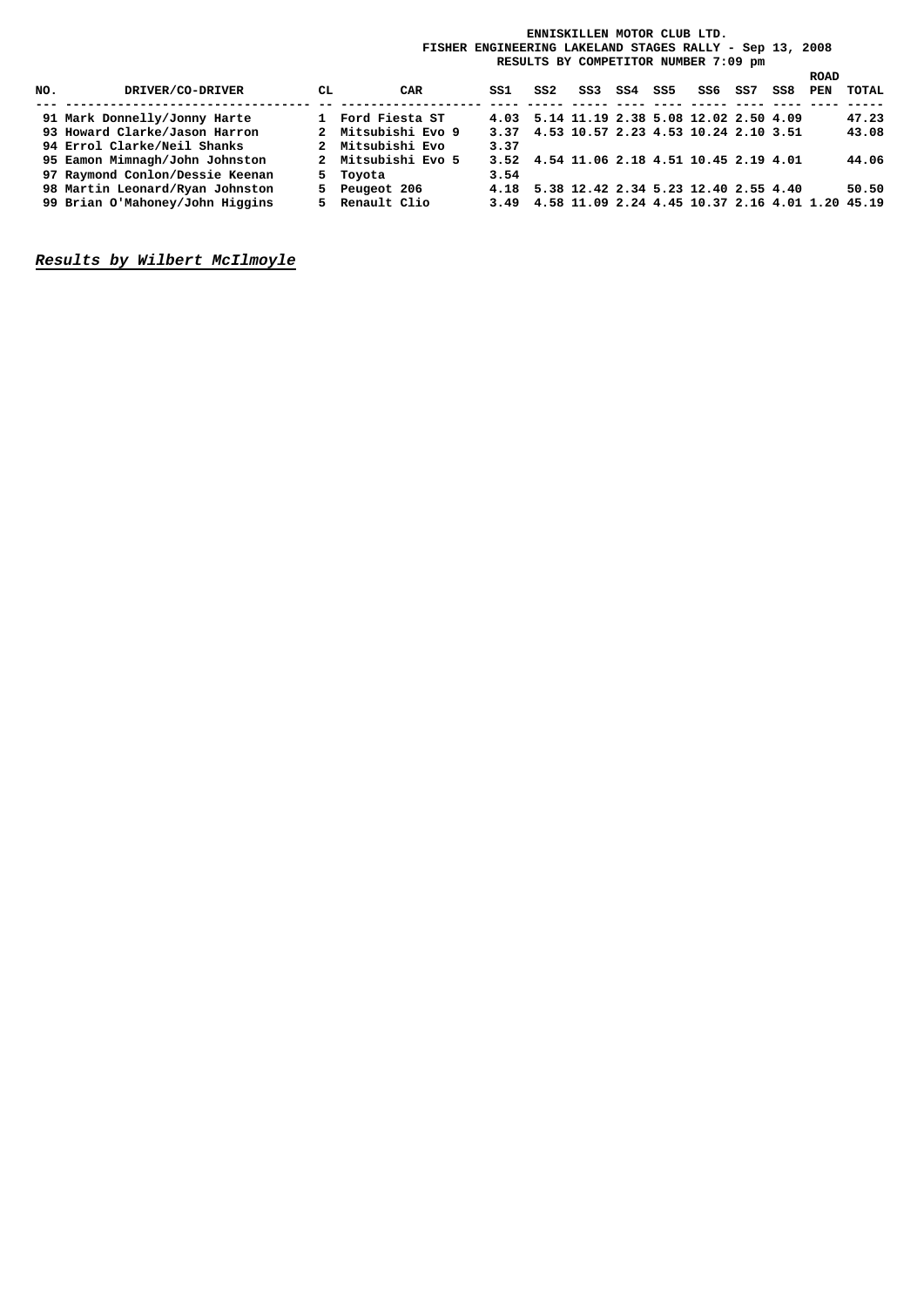**ENNISKILLEN MOTOR CLUB LTD.**
**FISHER ENGINEERING LAKELAND STAGES RALLY - Sep 13, 2008**
**RESULTS BY COMPETITOR NUMBER 7:09 pm**

| NO. | DRIVER/CO-DRIVER | CL | CAR | SS1 | SS2 | SS3 | SS4 | SS5 | SS6 | SS7 | SS8 | ROAD PEN | TOTAL |
|---|---|---|---|---|---|---|---|---|---|---|---|---|---|
| 91 | Mark Donnelly/Jonny Harte | 1 | Ford Fiesta ST | 4.03 | 5.14 | 11.19 | 2.38 | 5.08 | 12.02 | 2.50 | 4.09 | | 47.23 |
| 93 | Howard Clarke/Jason Harron | 2 | Mitsubishi Evo 9 | 3.37 | 4.53 | 10.57 | 2.23 | 4.53 | 10.24 | 2.10 | 3.51 | | 43.08 |
| 94 | Errol Clarke/Neil Shanks | 2 | Mitsubishi Evo | 3.37 | | | | | | | | | |
| 95 | Eamon Mimnagh/John Johnston | 2 | Mitsubishi Evo 5 | 3.52 | 4.54 | 11.06 | 2.18 | 4.51 | 10.45 | 2.19 | 4.01 | | 44.06 |
| 97 | Raymond Conlon/Dessie Keenan | 5 | Toyota | 3.54 | | | | | | | | | |
| 98 | Martin Leonard/Ryan Johnston | 5 | Peugeot 206 | 4.18 | 5.38 | 12.42 | 2.34 | 5.23 | 12.40 | 2.55 | 4.40 | | 50.50 |
| 99 | Brian O'Mahoney/John Higgins | 5 | Renault Clio | 3.49 | 4.58 | 11.09 | 2.24 | 4.45 | 10.37 | 2.16 | 4.01 | 1.20 | 45.19 |

***Results by Wilbert McIlmoyle***